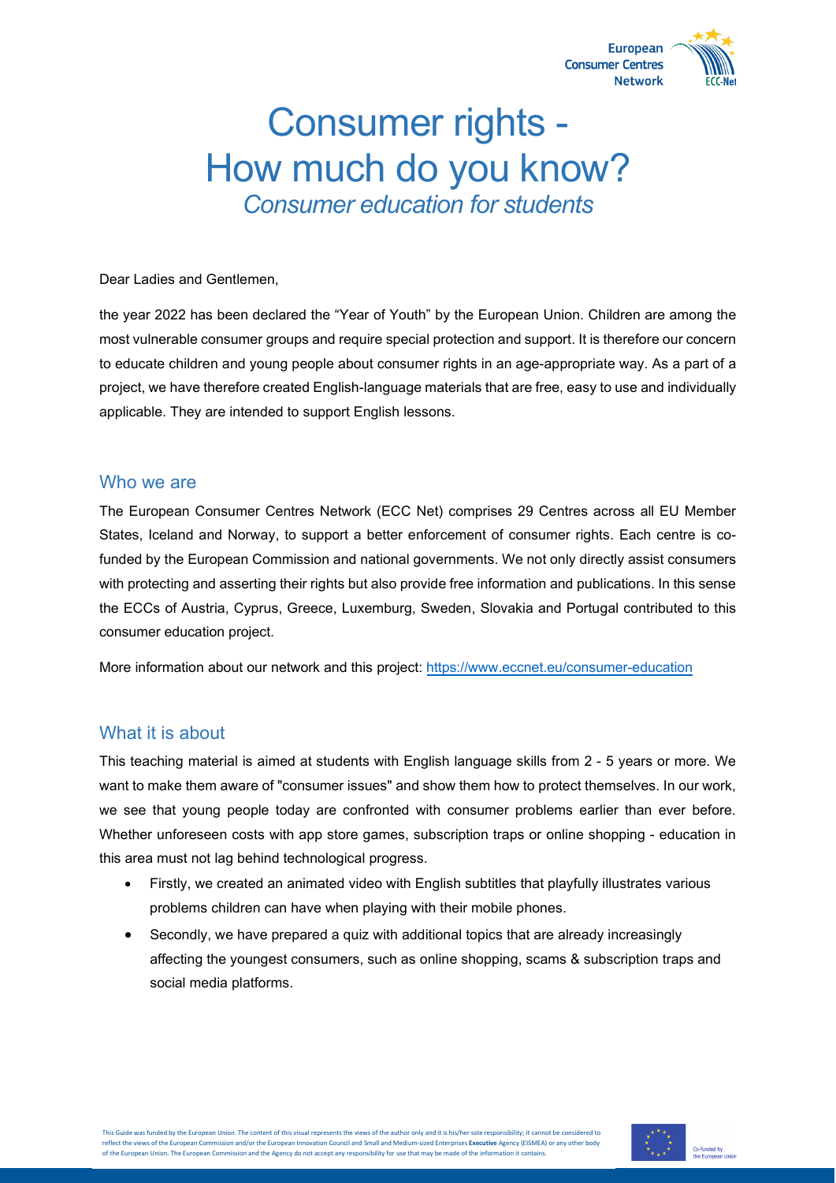# Consumer rights - How much do you know?

*Consumer education for students*

Dear Ladies and Gentlemen,

the year 2022 has been declared the "Year of Youth" by the European Union. Children are among the most vulnerable consumer groups and require special protection and support. It is therefore our concern to educate children and young people about consumer rights in an age-appropriate way. As a part of a project, we have therefore created English-language materials that are free, easy to use and individually applicable. They are intended to support English lessons.

## Who we are

The European Consumer Centres Network (ECC Net) comprises 29 Centres across all EU Member States, Iceland and Norway, to support a better enforcement of consumer rights. Each centre is co-funded by the European Commission and national governments. We not only directly assist consumers with protecting and asserting their rights but also provide free information and publications. In this sense the ECCs of Austria, Cyprus, Greece, Luxemburg, Sweden, Slovakia and Portugal contributed to this consumer education project.

More information about our network and this project: https://www.eccnet.eu/consumer-education

## What it is about

This teaching material is aimed at students with English language skills from 2 - 5 years or more. We want to make them aware of "consumer issues" and show them how to protect themselves. In our work, we see that young people today are confronted with consumer problems earlier than ever before. Whether unforeseen costs with app store games, subscription traps or online shopping - education in this area must not lag behind technological progress.

- Firstly, we created an animated video with English subtitles that playfully illustrates various problems children can have when playing with their mobile phones.
- Secondly, we have prepared a quiz with additional topics that are already increasingly affecting the youngest consumers, such as online shopping, scams & subscription traps and social media platforms.

This Guide was funded by the European Union. The content of this visual represents the views of the author only and it is his/her sole responsibility; it cannot be considered to reflect the views of the European Commission and/or the European Innovation Council and Small and Medium-sized Enterprises **Executive** Agency (EISMEA) or any other body of the European Union. The European Commission and the Agency do not accept any responsibility for use that may be made of the information it contains.

Co-funded by the European Union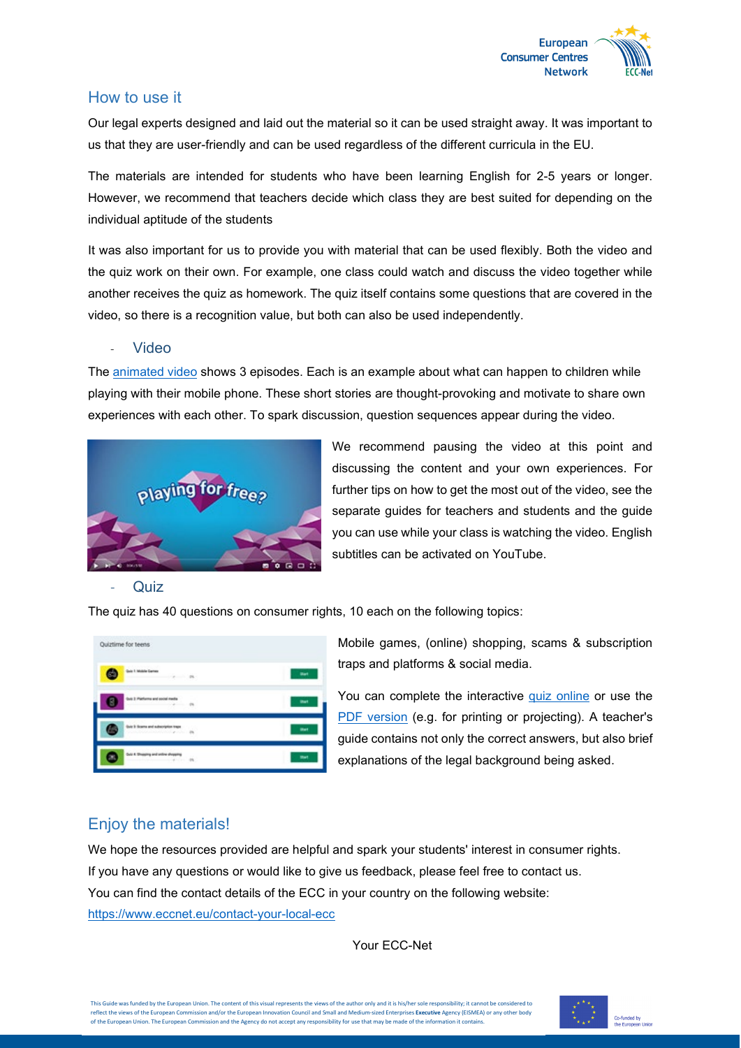## How to use it

Our legal experts designed and laid out the material so it can be used straight away. It was important to us that they are user-friendly and can be used regardless of the different curricula in the EU.

The materials are intended for students who have been learning English for 2-5 years or longer. However, we recommend that teachers decide which class they are best suited for depending on the individual aptitude of the students

It was also important for us to provide you with material that can be used flexibly. Both the video and the quiz work on their own. For example, one class could watch and discuss the video together while another receives the quiz as homework. The quiz itself contains some questions that are covered in the video, so there is a recognition value, but both can also be used independently.

### - Video

The animated video shows 3 episodes. Each is an example about what can happen to children while playing with their mobile phone. These short stories are thought-provoking and motivate to share own experiences with each other. To spark discussion, question sequences appear during the video.

We recommend pausing the video at this point and discussing the content and your own experiences. For further tips on how to get the most out of the video, see the separate guides for teachers and students and the guide you can use while your class is watching the video. English subtitles can be activated on YouTube.

### - Quiz

The quiz has 40 questions on consumer rights, 10 each on the following topics:

Mobile games, (online) shopping, scams & subscription traps and platforms & social media.

You can complete the interactive quiz online or use the PDF version (e.g. for printing or projecting). A teacher's guide contains not only the correct answers, but also brief explanations of the legal background being asked.

## Enjoy the materials!

We hope the resources provided are helpful and spark your students' interest in consumer rights.
If you have any questions or would like to give us feedback, please feel free to contact us.
You can find the contact details of the ECC in your country on the following website:
https://www.eccnet.eu/contact-your-local-ecc

Your ECC-Net

This Guide was funded by the European Union. The content of this visual represents the views of the author only and it is his/her sole responsibility; it cannot be considered to reflect the views of the European Commission and/or the European Innovation Council and Small and Medium-sized Enterprises **Executive** Agency (EISMEA) or any other body of the European Union. The European Commission and the Agency do not accept any responsibility for use that may be made of the information it contains.

Co-funded by the European Union